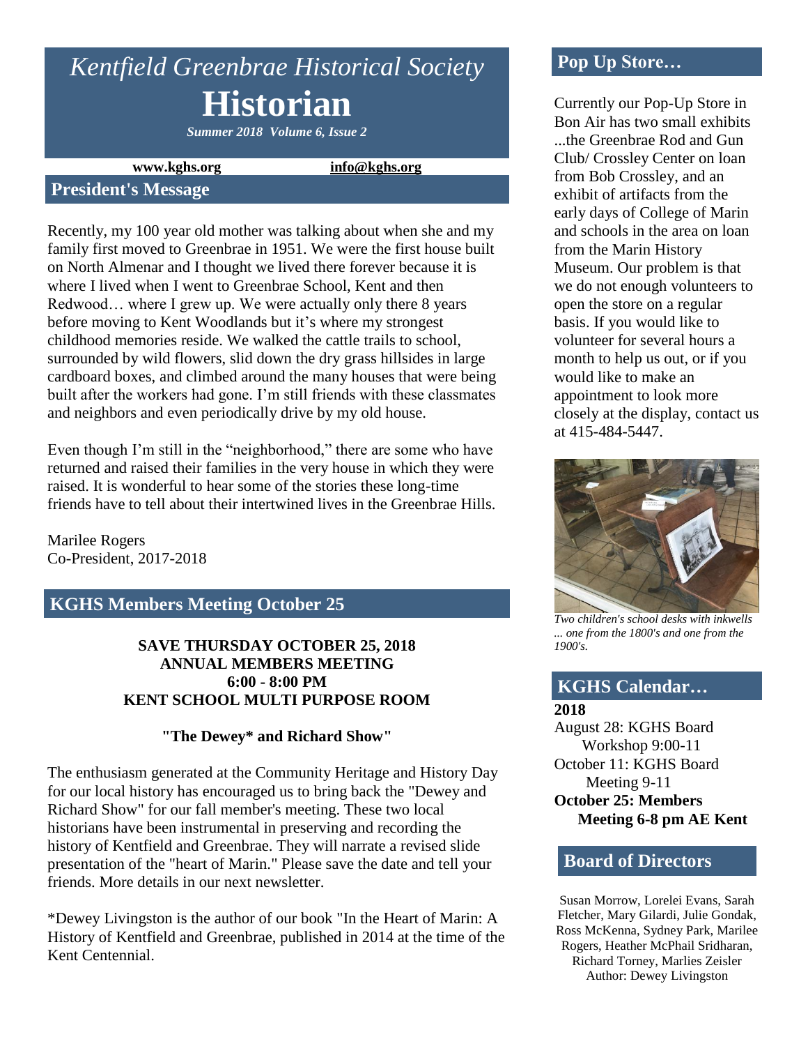# *Kentfield Greenbrae Historical Society*

# Historian

***Summer 2018 Volume 6, Issue 2***

**www.kghs.org** **info@kghs.org**

## President's Message

Recently, my 100 year old mother was talking about when she and my family first moved to Greenbrae in 1951. We were the first house built on North Almenar and I thought we lived there forever because it is where I lived when I went to Greenbrae School, Kent and then Redwood… where I grew up. We were actually only there 8 years before moving to Kent Woodlands but it's where my strongest childhood memories reside. We walked the cattle trails to school, surrounded by wild flowers, slid down the dry grass hillsides in large cardboard boxes, and climbed around the many houses that were being built after the workers had gone. I'm still friends with these classmates and neighbors and even periodically drive by my old house.

Even though I'm still in the "neighborhood," there are some who have returned and raised their families in the very house in which they were raised. It is wonderful to hear some of the stories these long-time friends have to tell about their intertwined lives in the Greenbrae Hills.

Marilee Rogers
Co-President, 2017-2018

## KGHS Members Meeting October 25

**SAVE THURSDAY OCTOBER 25, 2018**
**ANNUAL MEMBERS MEETING**
**6:00 - 8:00 PM**
**KENT SCHOOL MULTI PURPOSE ROOM**

**"The Dewey* and Richard Show"**

The enthusiasm generated at the Community Heritage and History Day for our local history has encouraged us to bring back the "Dewey and Richard Show" for our fall member's meeting. These two local historians have been instrumental in preserving and recording the history of Kentfield and Greenbrae. They will narrate a revised slide presentation of the "heart of Marin." Please save the date and tell your friends. More details in our next newsletter.

*Dewey Livingston is the author of our book "In the Heart of Marin: A History of Kentfield and Greenbrae, published in 2014 at the time of the Kent Centennial.

## Pop Up Store…

Currently our Pop-Up Store in Bon Air has two small exhibits ...the Greenbrae Rod and Gun Club/ Crossley Center on loan from Bob Crossley, and an exhibit of artifacts from the early days of College of Marin and schools in the area on loan from the Marin History Museum. Our problem is that we do not enough volunteers to open the store on a regular basis. If you would like to volunteer for several hours a month to help us out, or if you would like to make an appointment to look more closely at the display, contact us at 415-484-5447.

*Two children's school desks with inkwells ... one from the 1800's and one from the 1900's.*

## KGHS Calendar…

**2018**

August 28: KGHS Board Workshop 9:00-11

October 11: KGHS Board Meeting 9-11

**October 25: Members Meeting 6-8 pm AE Kent**

## Board of Directors

Susan Morrow, Lorelei Evans, Sarah Fletcher, Mary Gilardi, Julie Gondak, Ross McKenna, Sydney Park, Marilee Rogers, Heather McPhail Sridharan, Richard Torney, Marlies Zeisler
Author: Dewey Livingston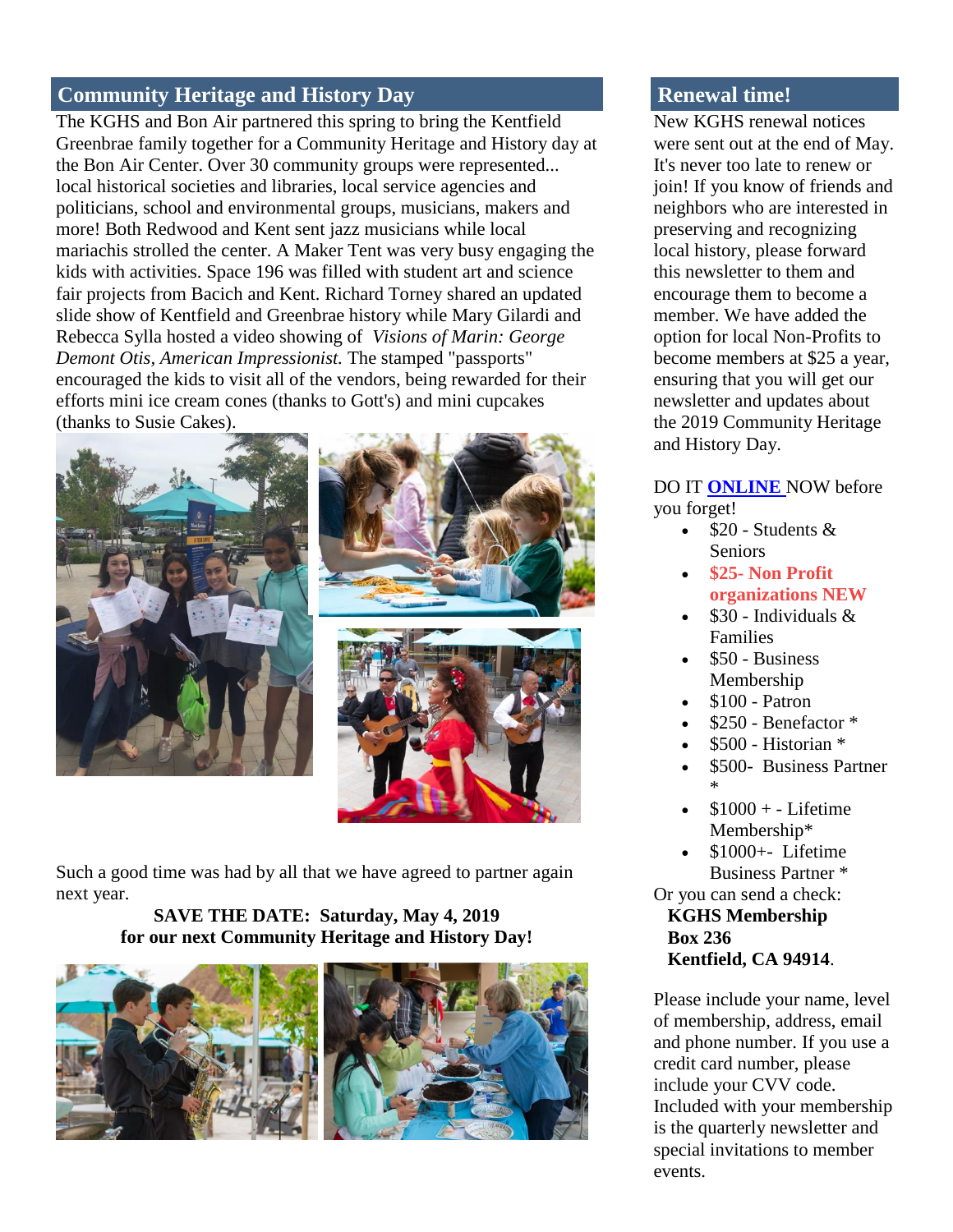## Community Heritage and History Day

The KGHS and Bon Air partnered this spring to bring the Kentfield Greenbrae family together for a Community Heritage and History day at the Bon Air Center. Over 30 community groups were represented... local historical societies and libraries, local service agencies and politicians, school and environmental groups, musicians, makers and more! Both Redwood and Kent sent jazz musicians while local mariachis strolled the center. A Maker Tent was very busy engaging the kids with activities. Space 196 was filled with student art and science fair projects from Bacich and Kent. Richard Torney shared an updated slide show of Kentfield and Greenbrae history while Mary Gilardi and Rebecca Sylla hosted a video showing of *Visions of Marin: George Demont Otis, American Impressionist.* The stamped "passports" encouraged the kids to visit all of the vendors, being rewarded for their efforts mini ice cream cones (thanks to Gott's) and mini cupcakes (thanks to Susie Cakes).

Such a good time was had by all that we have agreed to partner again next year.

**SAVE THE DATE: Saturday, May 4, 2019**
**for our next Community Heritage and History Day!**

## Renewal time!

New KGHS renewal notices were sent out at the end of May. It's never too late to renew or join! If you know of friends and neighbors who are interested in preserving and recognizing local history, please forward this newsletter to them and encourage them to become a member. We have added the option for local Non-Profits to become members at $25 a year, ensuring that you will get our newsletter and updates about the 2019 Community Heritage and History Day.

DO IT **ONLINE** NOW before you forget!

- $20 - Students & Seniors
- **$25- Non Profit organizations NEW**
- $30 - Individuals & Families
- $50 - Business Membership
- $100 - Patron
- $250 - Benefactor *
- $500 - Historian *
- $500- Business Partner *
- $1000 + - Lifetime Membership*
- $1000+- Lifetime Business Partner *

Or you can send a check:

**KGHS Membership**
**Box 236**
**Kentfield, CA 94914**.

Please include your name, level of membership, address, email and phone number. If you use a credit card number, please include your CVV code. Included with your membership is the quarterly newsletter and special invitations to member events.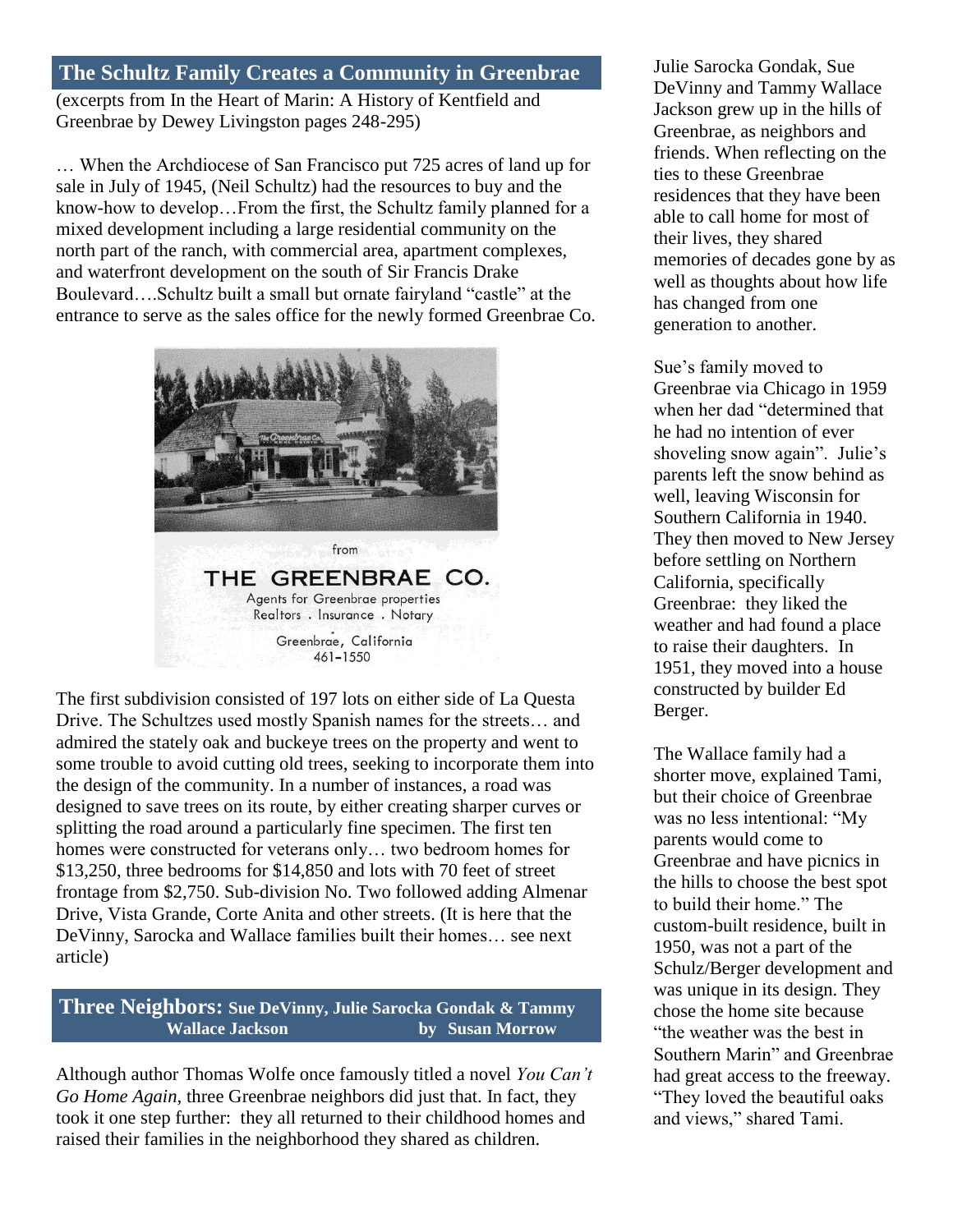## The Schultz Family Creates a Community in Greenbrae

(excerpts from In the Heart of Marin: A History of Kentfield and Greenbrae by Dewey Livingston pages 248-295)

… When the Archdiocese of San Francisco put 725 acres of land up for sale in July of 1945, (Neil Schultz) had the resources to buy and the know-how to develop…From the first, the Schultz family planned for a mixed development including a large residential community on the north part of the ranch, with commercial area, apartment complexes, and waterfront development on the south of Sir Francis Drake Boulevard….Schultz built a small but ornate fairyland "castle" at the entrance to serve as the sales office for the newly formed Greenbrae Co.

from
THE GREENBRAE CO.
Agents for Greenbrae properties
Realtors . Insurance . Notary
Greenbrae, California
461-1550

The first subdivision consisted of 197 lots on either side of La Questa Drive. The Schultzes used mostly Spanish names for the streets… and admired the stately oak and buckeye trees on the property and went to some trouble to avoid cutting old trees, seeking to incorporate them into the design of the community. In a number of instances, a road was designed to save trees on its route, by either creating sharper curves or splitting the road around a particularly fine specimen. The first ten homes were constructed for veterans only… two bedroom homes for $13,250, three bedrooms for $14,850 and lots with 70 feet of street frontage from $2,750. Sub-division No. Two followed adding Almenar Drive, Vista Grande, Corte Anita and other streets. (It is here that the DeVinny, Sarocka and Wallace families built their homes… see next article)

## Three Neighbors: Sue DeVinny, Julie Sarocka Gondak & Tammy Wallace Jackson — by Susan Morrow

Although author Thomas Wolfe once famously titled a novel *You Can't Go Home Again,* three Greenbrae neighbors did just that. In fact, they took it one step further: they all returned to their childhood homes and raised their families in the neighborhood they shared as children.

Julie Sarocka Gondak, Sue DeVinny and Tammy Wallace Jackson grew up in the hills of Greenbrae, as neighbors and friends. When reflecting on the ties to these Greenbrae residences that they have been able to call home for most of their lives, they shared memories of decades gone by as well as thoughts about how life has changed from one generation to another.

Sue's family moved to Greenbrae via Chicago in 1959 when her dad "determined that he had no intention of ever shoveling snow again". Julie's parents left the snow behind as well, leaving Wisconsin for Southern California in 1940. They then moved to New Jersey before settling on Northern California, specifically Greenbrae: they liked the weather and had found a place to raise their daughters. In 1951, they moved into a house constructed by builder Ed Berger.

The Wallace family had a shorter move, explained Tami, but their choice of Greenbrae was no less intentional: "My parents would come to Greenbrae and have picnics in the hills to choose the best spot to build their home." The custom-built residence, built in 1950, was not a part of the Schulz/Berger development and was unique in its design. They chose the home site because "the weather was the best in Southern Marin" and Greenbrae had great access to the freeway. "They loved the beautiful oaks and views," shared Tami.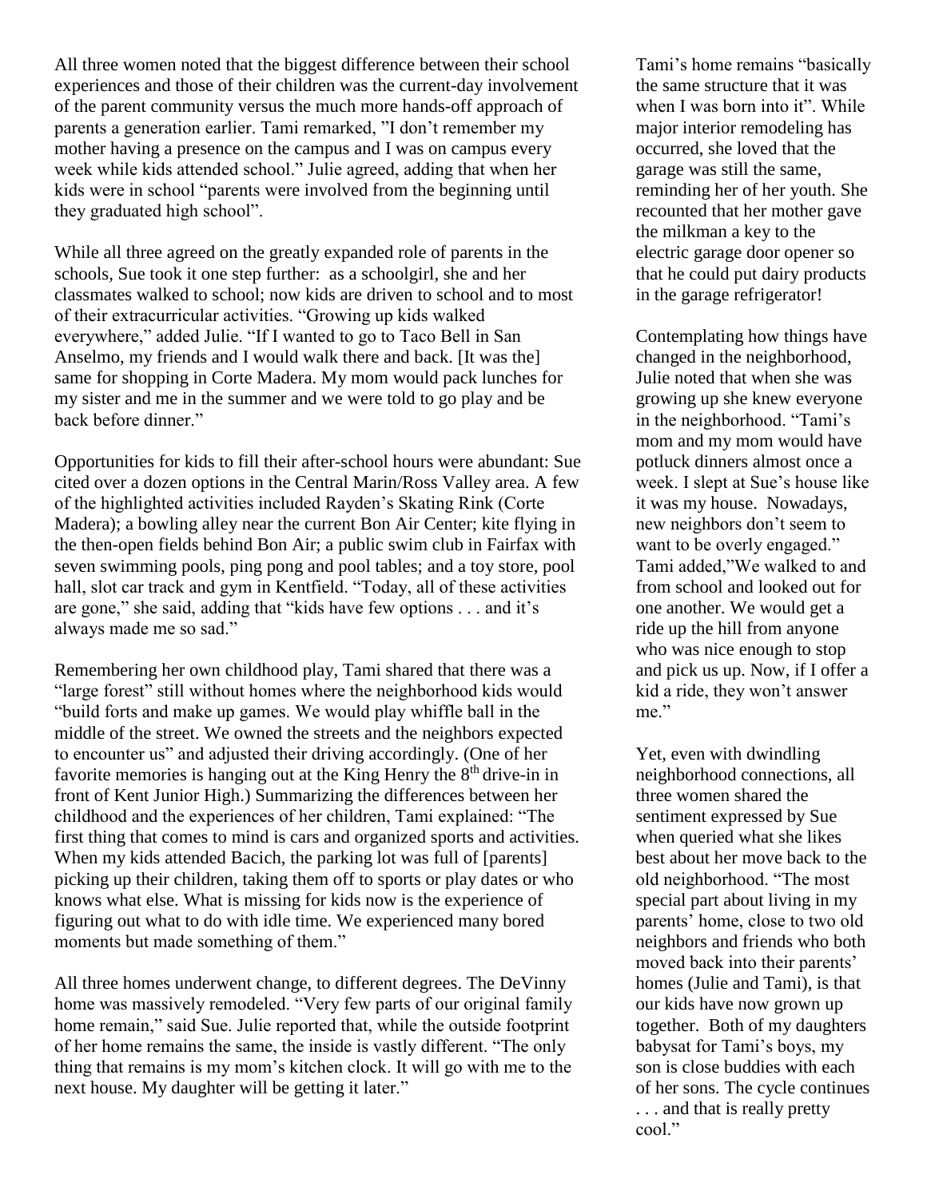All three women noted that the biggest difference between their school experiences and those of their children was the current-day involvement of the parent community versus the much more hands-off approach of parents a generation earlier. Tami remarked, "I don't remember my mother having a presence on the campus and I was on campus every week while kids attended school." Julie agreed, adding that when her kids were in school "parents were involved from the beginning until they graduated high school".

While all three agreed on the greatly expanded role of parents in the schools, Sue took it one step further: as a schoolgirl, she and her classmates walked to school; now kids are driven to school and to most of their extracurricular activities. "Growing up kids walked everywhere," added Julie. "If I wanted to go to Taco Bell in San Anselmo, my friends and I would walk there and back. [It was the] same for shopping in Corte Madera. My mom would pack lunches for my sister and me in the summer and we were told to go play and be back before dinner."

Opportunities for kids to fill their after-school hours were abundant: Sue cited over a dozen options in the Central Marin/Ross Valley area. A few of the highlighted activities included Rayden's Skating Rink (Corte Madera); a bowling alley near the current Bon Air Center; kite flying in the then-open fields behind Bon Air; a public swim club in Fairfax with seven swimming pools, ping pong and pool tables; and a toy store, pool hall, slot car track and gym in Kentfield. "Today, all of these activities are gone," she said, adding that "kids have few options . . . and it's always made me so sad."

Remembering her own childhood play, Tami shared that there was a "large forest" still without homes where the neighborhood kids would "build forts and make up games. We would play whiffle ball in the middle of the street. We owned the streets and the neighbors expected to encounter us" and adjusted their driving accordingly. (One of her favorite memories is hanging out at the King Henry the 8th drive-in in front of Kent Junior High.) Summarizing the differences between her childhood and the experiences of her children, Tami explained: "The first thing that comes to mind is cars and organized sports and activities. When my kids attended Bacich, the parking lot was full of [parents] picking up their children, taking them off to sports or play dates or who knows what else. What is missing for kids now is the experience of figuring out what to do with idle time. We experienced many bored moments but made something of them."

All three homes underwent change, to different degrees. The DeVinny home was massively remodeled. "Very few parts of our original family home remain," said Sue. Julie reported that, while the outside footprint of her home remains the same, the inside is vastly different. "The only thing that remains is my mom's kitchen clock. It will go with me to the next house. My daughter will be getting it later."

Tami's home remains "basically the same structure that it was when I was born into it". While major interior remodeling has occurred, she loved that the garage was still the same, reminding her of her youth. She recounted that her mother gave the milkman a key to the electric garage door opener so that he could put dairy products in the garage refrigerator!

Contemplating how things have changed in the neighborhood, Julie noted that when she was growing up she knew everyone in the neighborhood. "Tami's mom and my mom would have potluck dinners almost once a week. I slept at Sue's house like it was my house. Nowadays, new neighbors don't seem to want to be overly engaged." Tami added,"We walked to and from school and looked out for one another. We would get a ride up the hill from anyone who was nice enough to stop and pick us up. Now, if I offer a kid a ride, they won't answer me."

Yet, even with dwindling neighborhood connections, all three women shared the sentiment expressed by Sue when queried what she likes best about her move back to the old neighborhood. "The most special part about living in my parents' home, close to two old neighbors and friends who both moved back into their parents' homes (Julie and Tami), is that our kids have now grown up together. Both of my daughters babysat for Tami's boys, my son is close buddies with each of her sons. The cycle continues . . . and that is really pretty cool."